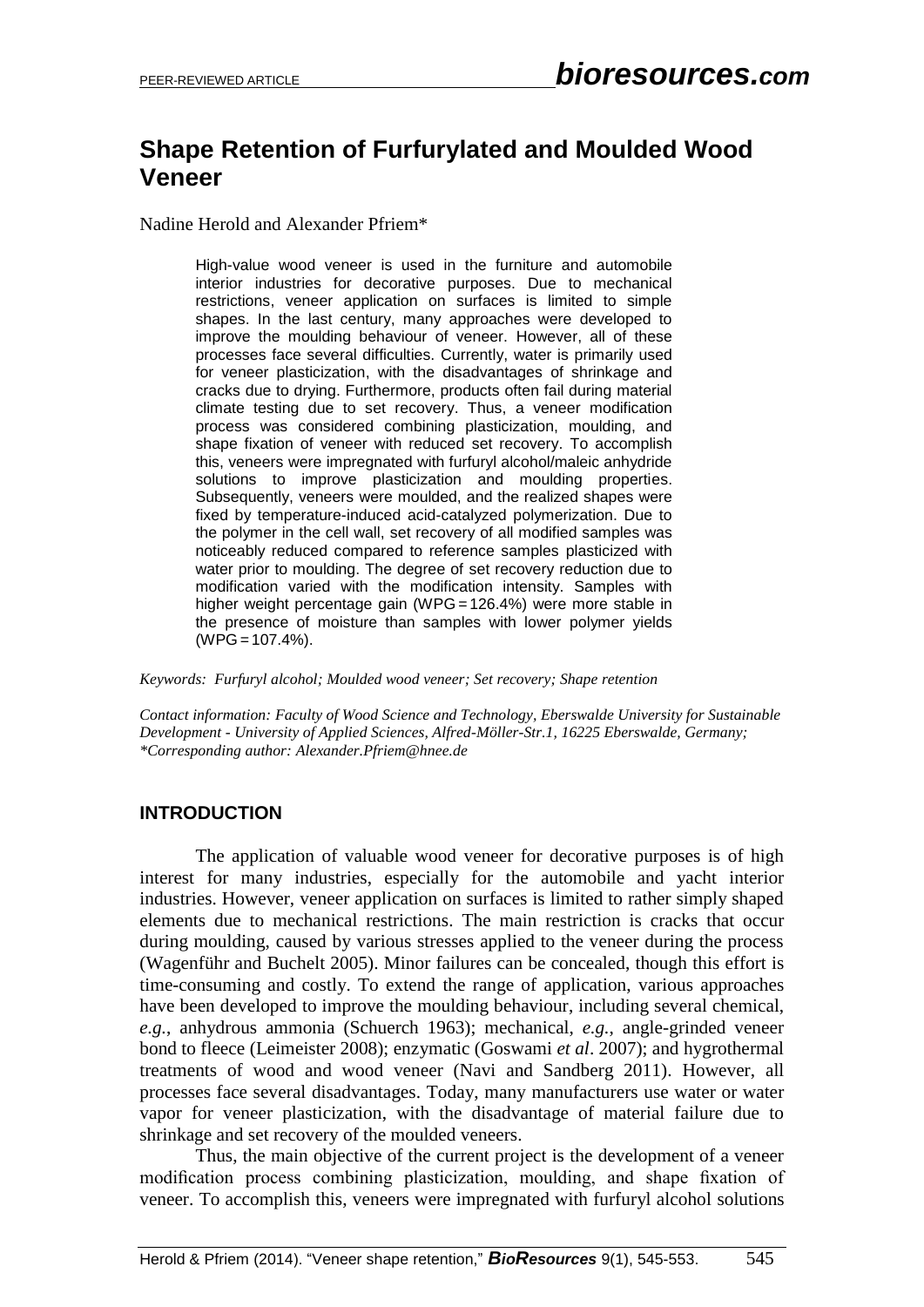# Shape Retention of Furfurylated and Moulded Wood Veneer

Nadine Herold and Alexander Pfriem*

> High-value wood veneer is used in the furniture and automobile interior industries for decorative purposes. Due to mechanical restrictions, veneer application on surfaces is limited to simple shapes. In the last century, many approaches were developed to improve the moulding behaviour of veneer. However, all of these processes face several difficulties. Currently, water is primarily used for veneer plasticization, with the disadvantages of shrinkage and cracks due to drying. Furthermore, products often fail during material climate testing due to set recovery. Thus, a veneer modification process was considered combining plasticization, moulding, and shape fixation of veneer with reduced set recovery. To accomplish this, veneers were impregnated with furfuryl alcohol/maleic anhydride solutions to improve plasticization and moulding properties. Subsequently, veneers were moulded, and the realized shapes were fixed by temperature-induced acid-catalyzed polymerization. Due to the polymer in the cell wall, set recovery of all modified samples was noticeably reduced compared to reference samples plasticized with water prior to moulding. The degree of set recovery reduction due to modification varied with the modification intensity. Samples with higher weight percentage gain (WPG = 126.4%) were more stable in the presence of moisture than samples with lower polymer yields (WPG = 107.4%).

*Keywords: Furfuryl alcohol; Moulded wood veneer; Set recovery; Shape retention*

*Contact information: Faculty of Wood Science and Technology, Eberswalde University for Sustainable Development - University of Applied Sciences, Alfred-Möller-Str.1, 16225 Eberswalde, Germany; *Corresponding author: Alexander.Pfriem@hnee.de*

## INTRODUCTION

The application of valuable wood veneer for decorative purposes is of high interest for many industries, especially for the automobile and yacht interior industries. However, veneer application on surfaces is limited to rather simply shaped elements due to mechanical restrictions. The main restriction is cracks that occur during moulding, caused by various stresses applied to the veneer during the process (Wagenführ and Buchelt 2005). Minor failures can be concealed, though this effort is time-consuming and costly. To extend the range of application, various approaches have been developed to improve the moulding behaviour, including several chemical, *e.g.*, anhydrous ammonia (Schuerch 1963); mechanical, *e.g.*, angle-grinded veneer bond to fleece (Leimeister 2008); enzymatic (Goswami *et al*. 2007); and hygrothermal treatments of wood and wood veneer (Navi and Sandberg 2011). However, all processes face several disadvantages. Today, many manufacturers use water or water vapor for veneer plasticization, with the disadvantage of material failure due to shrinkage and set recovery of the moulded veneers.

Thus, the main objective of the current project is the development of a veneer modification process combining plasticization, moulding, and shape fixation of veneer. To accomplish this, veneers were impregnated with furfuryl alcohol solutions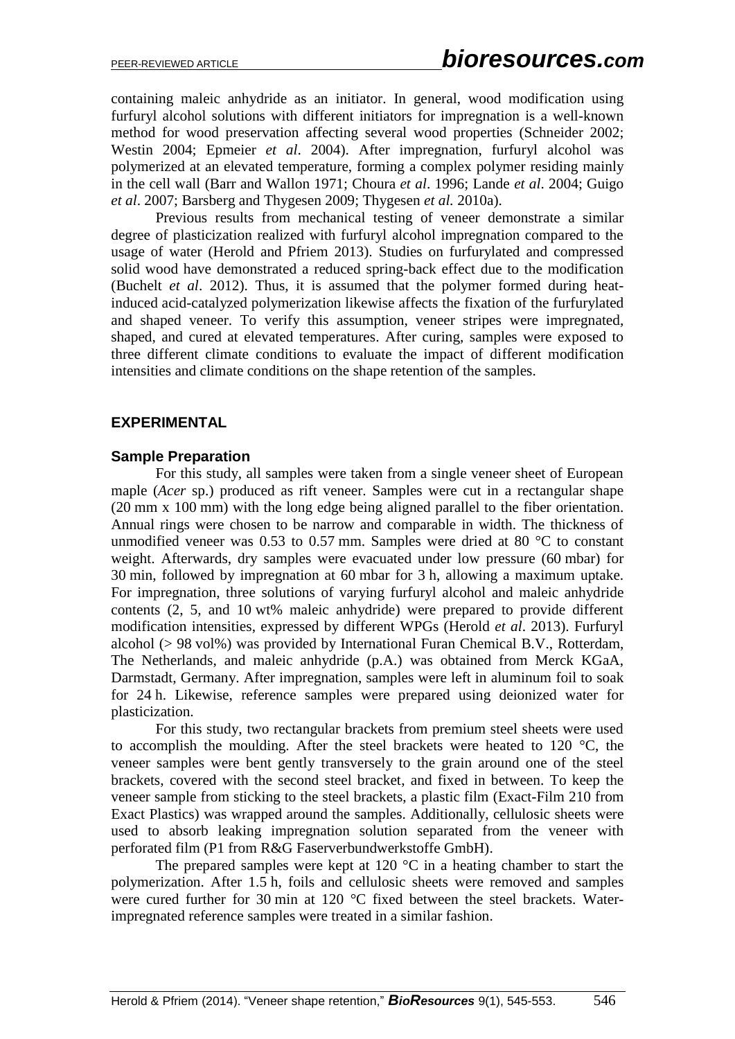containing maleic anhydride as an initiator. In general, wood modification using furfuryl alcohol solutions with different initiators for impregnation is a well-known method for wood preservation affecting several wood properties (Schneider 2002; Westin 2004; Epmeier *et al*. 2004). After impregnation, furfuryl alcohol was polymerized at an elevated temperature, forming a complex polymer residing mainly in the cell wall (Barr and Wallon 1971; Choura *et al*. 1996; Lande *et al*. 2004; Guigo *et al*. 2007; Barsberg and Thygesen 2009; Thygesen *et al.* 2010a).

Previous results from mechanical testing of veneer demonstrate a similar degree of plasticization realized with furfuryl alcohol impregnation compared to the usage of water (Herold and Pfriem 2013). Studies on furfurylated and compressed solid wood have demonstrated a reduced spring-back effect due to the modification (Buchelt *et al*. 2012). Thus, it is assumed that the polymer formed during heat-induced acid-catalyzed polymerization likewise affects the fixation of the furfurylated and shaped veneer. To verify this assumption, veneer stripes were impregnated, shaped, and cured at elevated temperatures. After curing, samples were exposed to three different climate conditions to evaluate the impact of different modification intensities and climate conditions on the shape retention of the samples.

## EXPERIMENTAL

### Sample Preparation

For this study, all samples were taken from a single veneer sheet of European maple (*Acer* sp.) produced as rift veneer. Samples were cut in a rectangular shape (20 mm x 100 mm) with the long edge being aligned parallel to the fiber orientation. Annual rings were chosen to be narrow and comparable in width. The thickness of unmodified veneer was 0.53 to 0.57 mm. Samples were dried at 80 °C to constant weight. Afterwards, dry samples were evacuated under low pressure (60 mbar) for 30 min, followed by impregnation at 60 mbar for 3 h, allowing a maximum uptake. For impregnation, three solutions of varying furfuryl alcohol and maleic anhydride contents (2, 5, and 10 wt% maleic anhydride) were prepared to provide different modification intensities, expressed by different WPGs (Herold *et al*. 2013). Furfuryl alcohol (> 98 vol%) was provided by International Furan Chemical B.V., Rotterdam, The Netherlands, and maleic anhydride (p.A.) was obtained from Merck KGaA, Darmstadt, Germany. After impregnation, samples were left in aluminum foil to soak for 24 h. Likewise, reference samples were prepared using deionized water for plasticization.

For this study, two rectangular brackets from premium steel sheets were used to accomplish the moulding. After the steel brackets were heated to 120 °C, the veneer samples were bent gently transversely to the grain around one of the steel brackets, covered with the second steel bracket, and fixed in between. To keep the veneer sample from sticking to the steel brackets, a plastic film (Exact-Film 210 from Exact Plastics) was wrapped around the samples. Additionally, cellulosic sheets were used to absorb leaking impregnation solution separated from the veneer with perforated film (P1 from R&G Faserverbundwerkstoffe GmbH).

The prepared samples were kept at 120 °C in a heating chamber to start the polymerization. After 1.5 h, foils and cellulosic sheets were removed and samples were cured further for 30 min at 120 °C fixed between the steel brackets. Water-impregnated reference samples were treated in a similar fashion.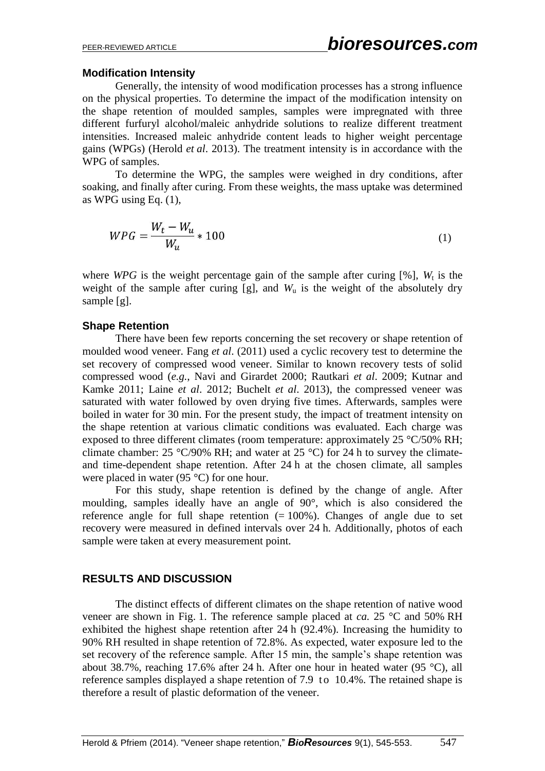### Modification Intensity

Generally, the intensity of wood modification processes has a strong influence on the physical properties. To determine the impact of the modification intensity on the shape retention of moulded samples, samples were impregnated with three different furfuryl alcohol/maleic anhydride solutions to realize different treatment intensities. Increased maleic anhydride content leads to higher weight percentage gains (WPGs) (Herold *et al*. 2013). The treatment intensity is in accordance with the WPG of samples.

To determine the WPG, the samples were weighed in dry conditions, after soaking, and finally after curing. From these weights, the mass uptake was determined as WPG using Eq. (1),

$$WPG = \frac{W_t - W_u}{W_u} * 100 \tag{1}$$

where *WPG* is the weight percentage gain of the sample after curing [%], $W_t$ is the weight of the sample after curing [g], and $W_u$ is the weight of the absolutely dry sample [g].

### Shape Retention

There have been few reports concerning the set recovery or shape retention of moulded wood veneer. Fang *et al*. (2011) used a cyclic recovery test to determine the set recovery of compressed wood veneer. Similar to known recovery tests of solid compressed wood (*e.g.*, Navi and Girardet 2000; Rautkari *et al*. 2009; Kutnar and Kamke 2011; Laine *et al*. 2012; Buchelt *et al*. 2013), the compressed veneer was saturated with water followed by oven drying five times. Afterwards, samples were boiled in water for 30 min. For the present study, the impact of treatment intensity on the shape retention at various climatic conditions was evaluated. Each charge was exposed to three different climates (room temperature: approximately 25 °C/50% RH; climate chamber: 25 °C/90% RH; and water at 25 °C) for 24 h to survey the climate- and time-dependent shape retention. After 24 h at the chosen climate, all samples were placed in water (95 °C) for one hour.

For this study, shape retention is defined by the change of angle. After moulding, samples ideally have an angle of 90°, which is also considered the reference angle for full shape retention (= 100%). Changes of angle due to set recovery were measured in defined intervals over 24 h. Additionally, photos of each sample were taken at every measurement point.

## RESULTS AND DISCUSSION

The distinct effects of different climates on the shape retention of native wood veneer are shown in Fig. 1. The reference sample placed at *ca.* 25 °C and 50% RH exhibited the highest shape retention after 24 h (92.4%). Increasing the humidity to 90% RH resulted in shape retention of 72.8%. As expected, water exposure led to the set recovery of the reference sample. After 15 min, the sample's shape retention was about 38.7%, reaching 17.6% after 24 h. After one hour in heated water (95 °C), all reference samples displayed a shape retention of 7.9 to 10.4%. The retained shape is therefore a result of plastic deformation of the veneer.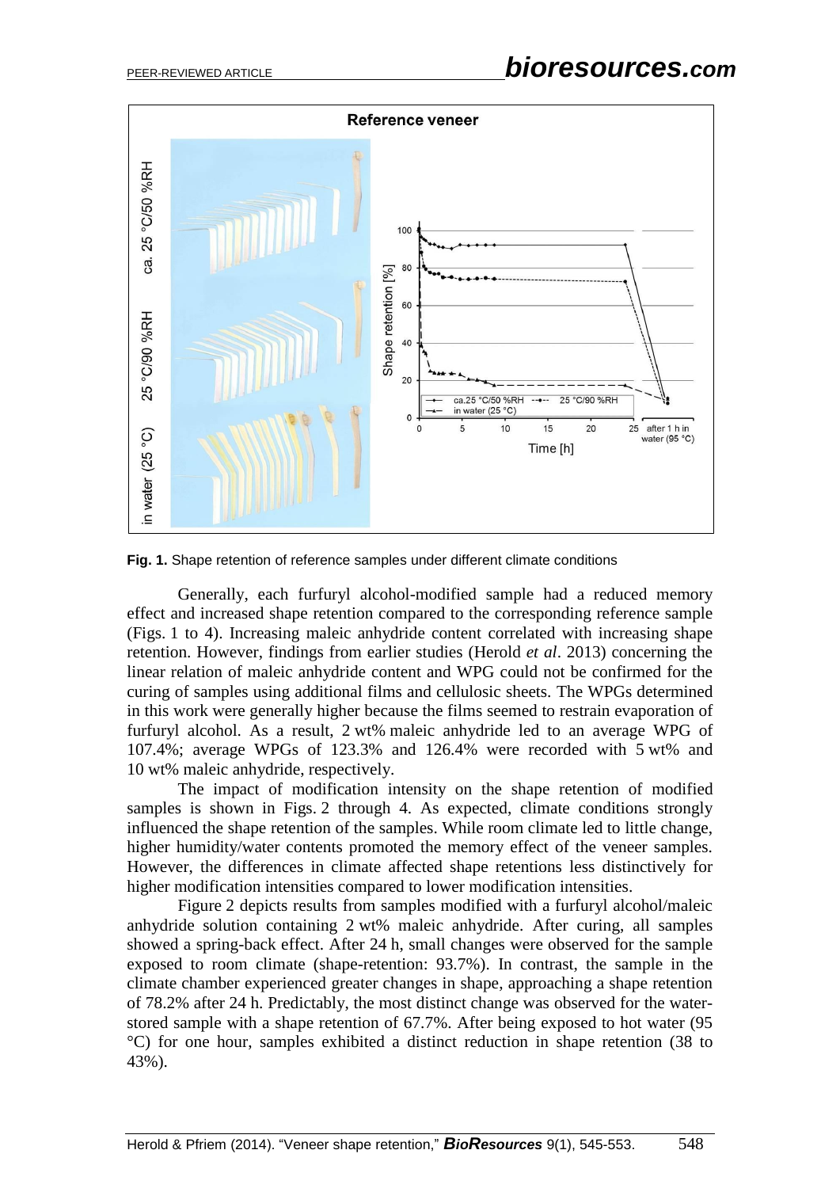**Fig. 1.** Shape retention of reference samples under different climate conditions

Generally, each furfuryl alcohol-modified sample had a reduced memory effect and increased shape retention compared to the corresponding reference sample (Figs. 1 to 4). Increasing maleic anhydride content correlated with increasing shape retention. However, findings from earlier studies (Herold *et al*. 2013) concerning the linear relation of maleic anhydride content and WPG could not be confirmed for the curing of samples using additional films and cellulosic sheets. The WPGs determined in this work were generally higher because the films seemed to restrain evaporation of furfuryl alcohol. As a result, 2 wt% maleic anhydride led to an average WPG of 107.4%; average WPGs of 123.3% and 126.4% were recorded with 5 wt% and 10 wt% maleic anhydride, respectively.

The impact of modification intensity on the shape retention of modified samples is shown in Figs. 2 through 4. As expected, climate conditions strongly influenced the shape retention of the samples. While room climate led to little change, higher humidity/water contents promoted the memory effect of the veneer samples. However, the differences in climate affected shape retentions less distinctively for higher modification intensities compared to lower modification intensities.

Figure 2 depicts results from samples modified with a furfuryl alcohol/maleic anhydride solution containing 2 wt% maleic anhydride. After curing, all samples showed a spring-back effect. After 24 h, small changes were observed for the sample exposed to room climate (shape-retention: 93.7%). In contrast, the sample in the climate chamber experienced greater changes in shape, approaching a shape retention of 78.2% after 24 h. Predictably, the most distinct change was observed for the water-stored sample with a shape retention of 67.7%. After being exposed to hot water (95 °C) for one hour, samples exhibited a distinct reduction in shape retention (38 to 43%).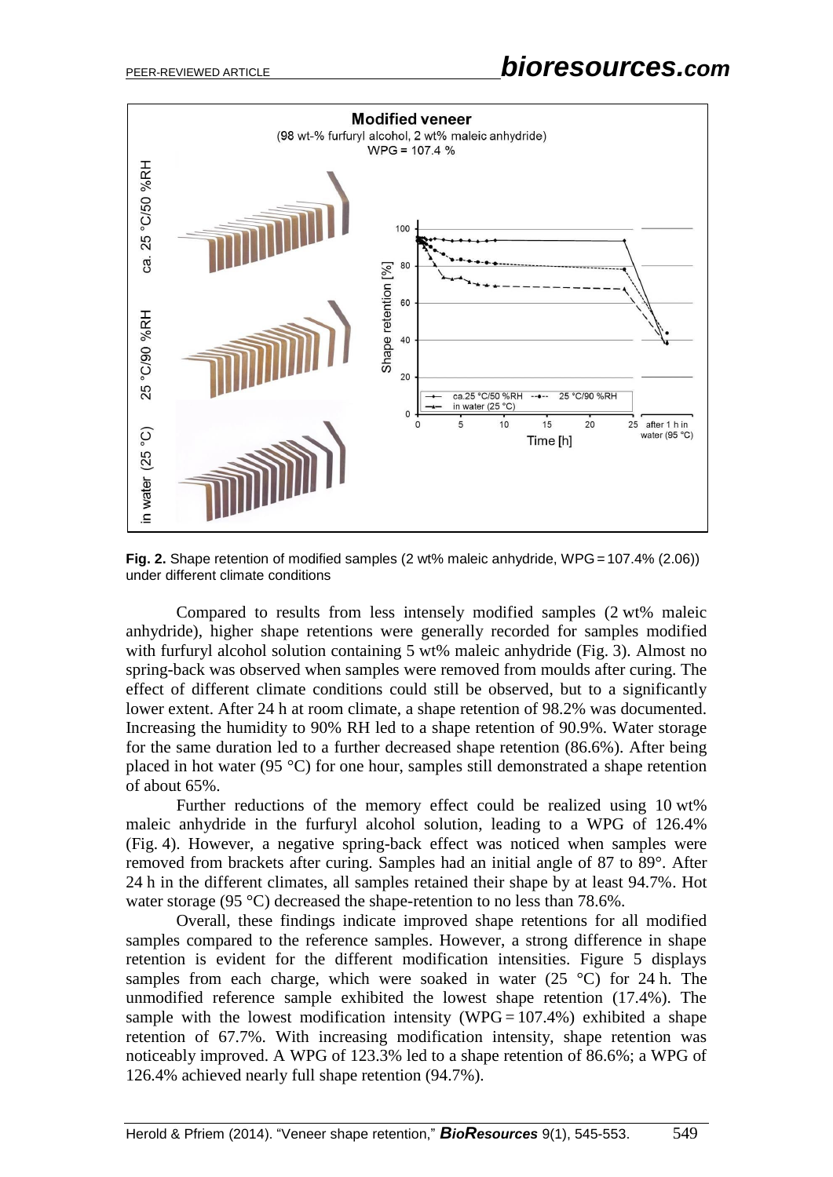**Fig. 2.** Shape retention of modified samples (2 wt% maleic anhydride, WPG = 107.4% (2.06)) under different climate conditions

Compared to results from less intensely modified samples (2 wt% maleic anhydride), higher shape retentions were generally recorded for samples modified with furfuryl alcohol solution containing 5 wt% maleic anhydride (Fig. 3). Almost no spring-back was observed when samples were removed from moulds after curing. The effect of different climate conditions could still be observed, but to a significantly lower extent. After 24 h at room climate, a shape retention of 98.2% was documented. Increasing the humidity to 90% RH led to a shape retention of 90.9%. Water storage for the same duration led to a further decreased shape retention (86.6%). After being placed in hot water (95 °C) for one hour, samples still demonstrated a shape retention of about 65%.

Further reductions of the memory effect could be realized using 10 wt% maleic anhydride in the furfuryl alcohol solution, leading to a WPG of 126.4% (Fig. 4). However, a negative spring-back effect was noticed when samples were removed from brackets after curing. Samples had an initial angle of 87 to 89°. After 24 h in the different climates, all samples retained their shape by at least 94.7%. Hot water storage (95 °C) decreased the shape-retention to no less than 78.6%.

Overall, these findings indicate improved shape retentions for all modified samples compared to the reference samples. However, a strong difference in shape retention is evident for the different modification intensities. Figure 5 displays samples from each charge, which were soaked in water (25 °C) for 24 h. The unmodified reference sample exhibited the lowest shape retention (17.4%). The sample with the lowest modification intensity (WPG = 107.4%) exhibited a shape retention of 67.7%. With increasing modification intensity, shape retention was noticeably improved. A WPG of 123.3% led to a shape retention of 86.6%; a WPG of 126.4% achieved nearly full shape retention (94.7%).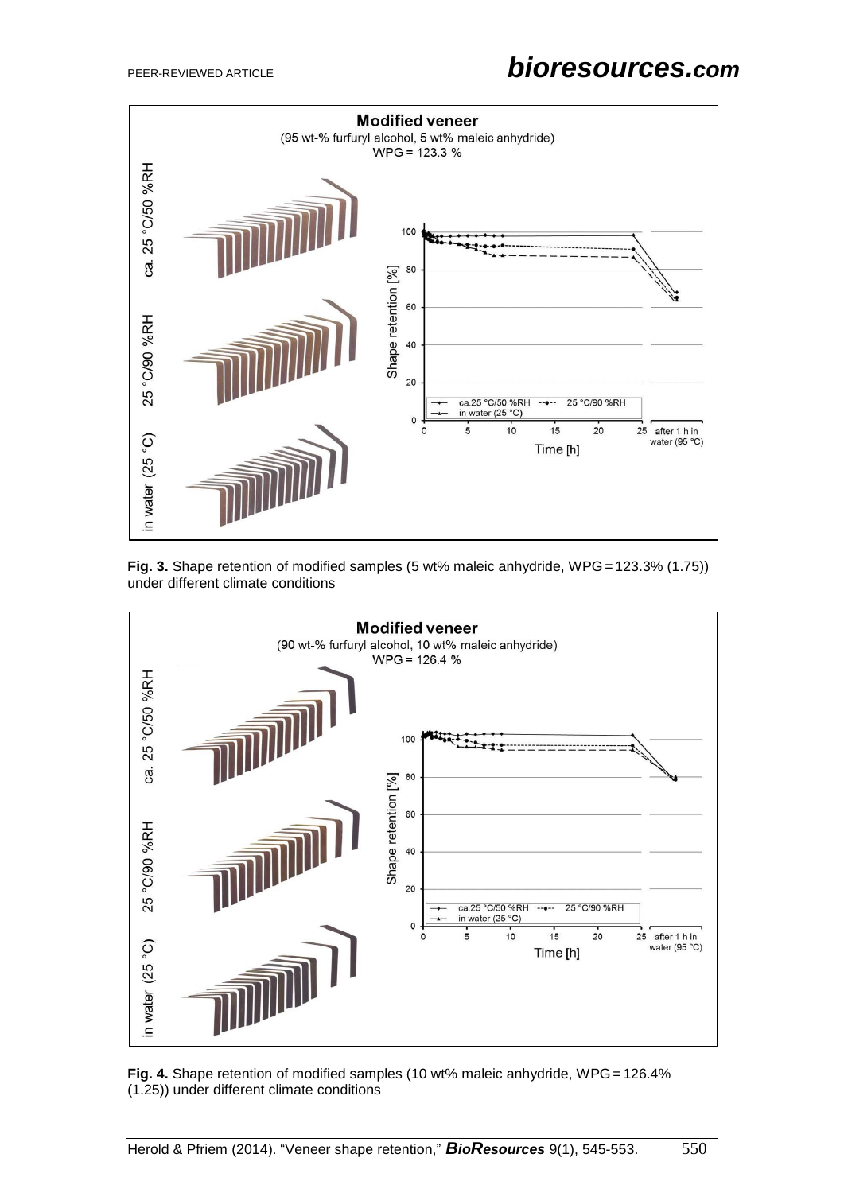**Fig. 3.** Shape retention of modified samples (5 wt% maleic anhydride, WPG = 123.3% (1.75)) under different climate conditions

**Fig. 4.** Shape retention of modified samples (10 wt% maleic anhydride, WPG = 126.4% (1.25)) under different climate conditions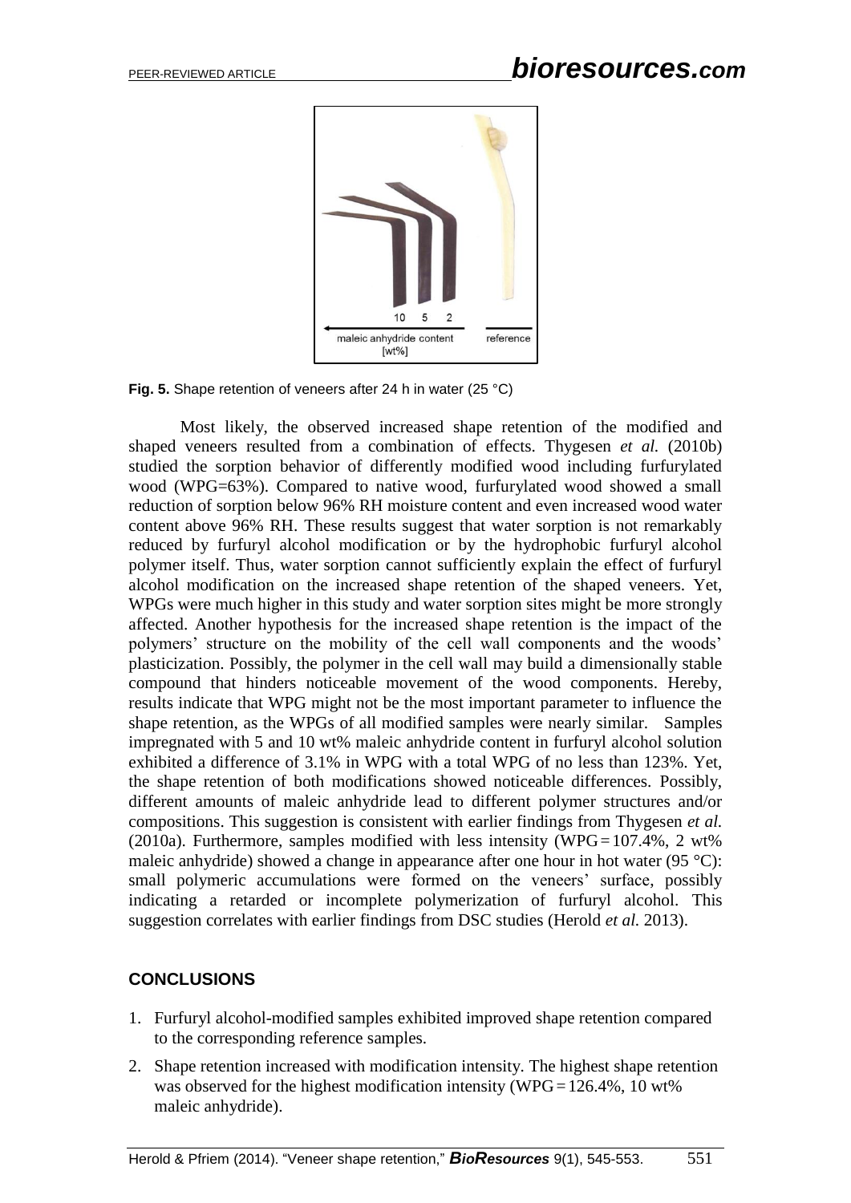**Fig. 5.** Shape retention of veneers after 24 h in water (25 °C)

Most likely, the observed increased shape retention of the modified and shaped veneers resulted from a combination of effects. Thygesen *et al.* (2010b) studied the sorption behavior of differently modified wood including furfurylated wood (WPG=63%). Compared to native wood, furfurylated wood showed a small reduction of sorption below 96% RH moisture content and even increased wood water content above 96% RH. These results suggest that water sorption is not remarkably reduced by furfuryl alcohol modification or by the hydrophobic furfuryl alcohol polymer itself. Thus, water sorption cannot sufficiently explain the effect of furfuryl alcohol modification on the increased shape retention of the shaped veneers. Yet, WPGs were much higher in this study and water sorption sites might be more strongly affected. Another hypothesis for the increased shape retention is the impact of the polymers' structure on the mobility of the cell wall components and the woods' plasticization. Possibly, the polymer in the cell wall may build a dimensionally stable compound that hinders noticeable movement of the wood components. Hereby, results indicate that WPG might not be the most important parameter to influence the shape retention, as the WPGs of all modified samples were nearly similar. Samples impregnated with 5 and 10 wt% maleic anhydride content in furfuryl alcohol solution exhibited a difference of 3.1% in WPG with a total WPG of no less than 123%. Yet, the shape retention of both modifications showed noticeable differences. Possibly, different amounts of maleic anhydride lead to different polymer structures and/or compositions. This suggestion is consistent with earlier findings from Thygesen *et al.* (2010a). Furthermore, samples modified with less intensity (WPG = 107.4%, 2 wt% maleic anhydride) showed a change in appearance after one hour in hot water (95 °C): small polymeric accumulations were formed on the veneers' surface, possibly indicating a retarded or incomplete polymerization of furfuryl alcohol. This suggestion correlates with earlier findings from DSC studies (Herold *et al.* 2013).

## CONCLUSIONS

1. Furfuryl alcohol-modified samples exhibited improved shape retention compared to the corresponding reference samples.
2. Shape retention increased with modification intensity. The highest shape retention was observed for the highest modification intensity (WPG = 126.4%, 10 wt% maleic anhydride).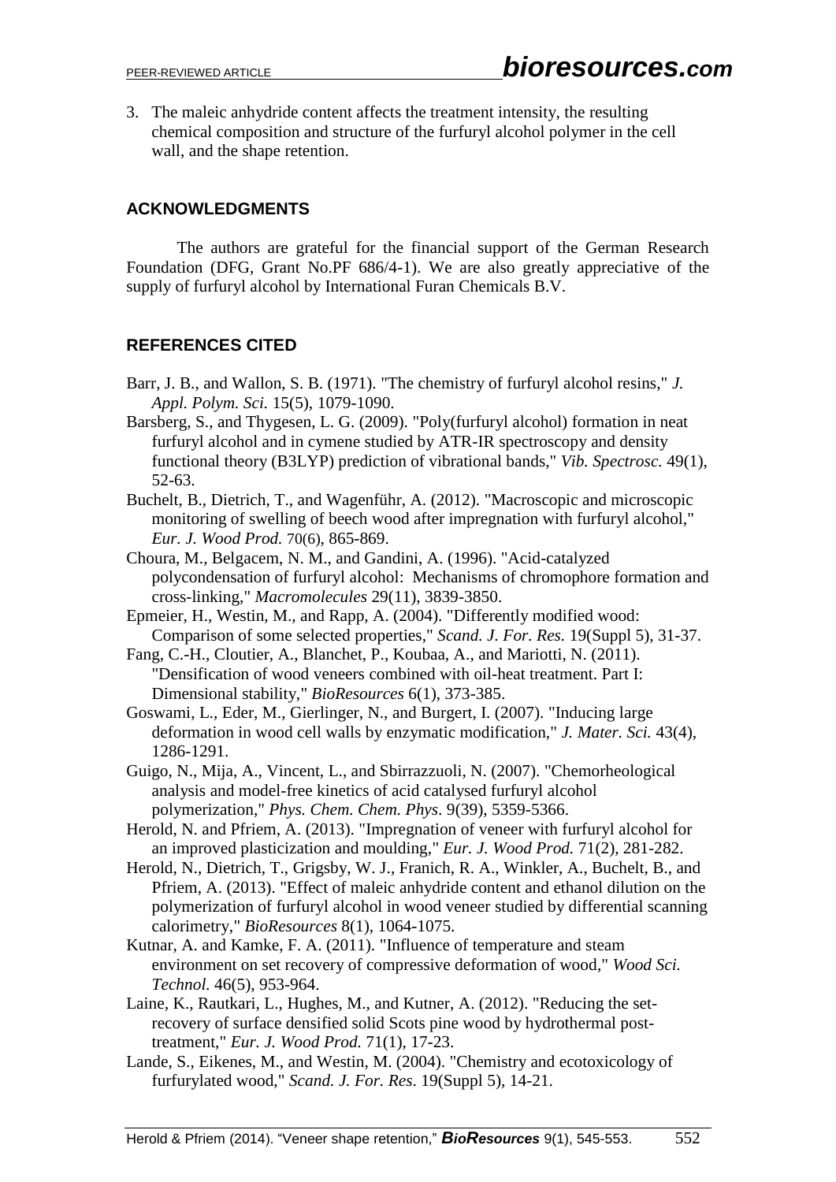3. The maleic anhydride content affects the treatment intensity, the resulting chemical composition and structure of the furfuryl alcohol polymer in the cell wall, and the shape retention.

## ACKNOWLEDGMENTS

The authors are grateful for the financial support of the German Research Foundation (DFG, Grant No.PF 686/4-1). We are also greatly appreciative of the supply of furfuryl alcohol by International Furan Chemicals B.V.

## REFERENCES CITED

Barr, J. B., and Wallon, S. B. (1971). "The chemistry of furfuryl alcohol resins," *J. Appl. Polym. Sci.* 15(5), 1079-1090.

Barsberg, S., and Thygesen, L. G. (2009). "Poly(furfuryl alcohol) formation in neat furfuryl alcohol and in cymene studied by ATR-IR spectroscopy and density functional theory (B3LYP) prediction of vibrational bands," *Vib. Spectrosc.* 49(1), 52-63.

Buchelt, B., Dietrich, T., and Wagenführ, A. (2012). "Macroscopic and microscopic monitoring of swelling of beech wood after impregnation with furfuryl alcohol," *Eur. J. Wood Prod.* 70(6), 865-869.

Choura, M., Belgacem, N. M., and Gandini, A. (1996). "Acid-catalyzed polycondensation of furfuryl alcohol: Mechanisms of chromophore formation and cross-linking," *Macromolecules* 29(11), 3839-3850.

Epmeier, H., Westin, M., and Rapp, A. (2004). "Differently modified wood: Comparison of some selected properties," *Scand. J. For. Res.* 19(Suppl 5), 31-37.

Fang, C.-H., Cloutier, A., Blanchet, P., Koubaa, A., and Mariotti, N. (2011). "Densification of wood veneers combined with oil-heat treatment. Part I: Dimensional stability," *BioResources* 6(1), 373-385.

Goswami, L., Eder, M., Gierlinger, N., and Burgert, I. (2007). "Inducing large deformation in wood cell walls by enzymatic modification," *J. Mater. Sci.* 43(4), 1286-1291.

Guigo, N., Mija, A., Vincent, L., and Sbirrazzuoli, N. (2007). "Chemorheological analysis and model-free kinetics of acid catalysed furfuryl alcohol polymerization," *Phys. Chem. Chem. Phys*. 9(39), 5359-5366.

Herold, N. and Pfriem, A. (2013). "Impregnation of veneer with furfuryl alcohol for an improved plasticization and moulding," *Eur. J. Wood Prod.* 71(2), 281-282.

Herold, N., Dietrich, T., Grigsby, W. J., Franich, R. A., Winkler, A., Buchelt, B., and Pfriem, A. (2013). "Effect of maleic anhydride content and ethanol dilution on the polymerization of furfuryl alcohol in wood veneer studied by differential scanning calorimetry," *BioResources* 8(1), 1064-1075.

Kutnar, A. and Kamke, F. A. (2011). "Influence of temperature and steam environment on set recovery of compressive deformation of wood," *Wood Sci. Technol.* 46(5), 953-964.

Laine, K., Rautkari, L., Hughes, M., and Kutner, A. (2012). "Reducing the set-recovery of surface densified solid Scots pine wood by hydrothermal post-treatment," *Eur. J. Wood Prod.* 71(1), 17-23.

Lande, S., Eikenes, M., and Westin, M. (2004). "Chemistry and ecotoxicology of furfurylated wood," *Scand. J. For. Res*. 19(Suppl 5), 14-21.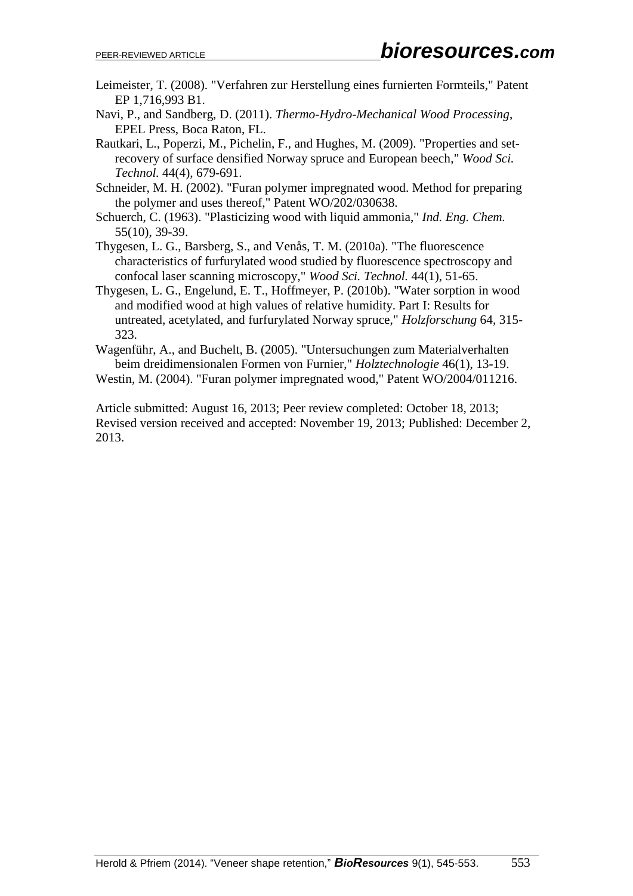Leimeister, T. (2008). "Verfahren zur Herstellung eines furnierten Formteils," Patent EP 1,716,993 B1.

Navi, P., and Sandberg, D. (2011). *Thermo-Hydro-Mechanical Wood Processing*, EPEL Press, Boca Raton, FL.

Rautkari, L., Poperzi, M., Pichelin, F., and Hughes, M. (2009). "Properties and set-recovery of surface densified Norway spruce and European beech," *Wood Sci. Technol.* 44(4), 679-691.

Schneider, M. H. (2002). "Furan polymer impregnated wood. Method for preparing the polymer and uses thereof," Patent WO/202/030638.

Schuerch, C. (1963). "Plasticizing wood with liquid ammonia," *Ind. Eng. Chem.* 55(10), 39-39.

Thygesen, L. G., Barsberg, S., and Venås, T. M. (2010a). "The fluorescence characteristics of furfurylated wood studied by fluorescence spectroscopy and confocal laser scanning microscopy," *Wood Sci. Technol.* 44(1), 51-65.

Thygesen, L. G., Engelund, E. T., Hoffmeyer, P. (2010b). "Water sorption in wood and modified wood at high values of relative humidity. Part I: Results for untreated, acetylated, and furfurylated Norway spruce," *Holzforschung* 64, 315-323.

Wagenführ, A., and Buchelt, B. (2005). "Untersuchungen zum Materialverhalten beim dreidimensionalen Formen von Furnier," *Holztechnologie* 46(1), 13-19.

Westin, M. (2004). "Furan polymer impregnated wood," Patent WO/2004/011216.

Article submitted: August 16, 2013; Peer review completed: October 18, 2013; Revised version received and accepted: November 19, 2013; Published: December 2, 2013.